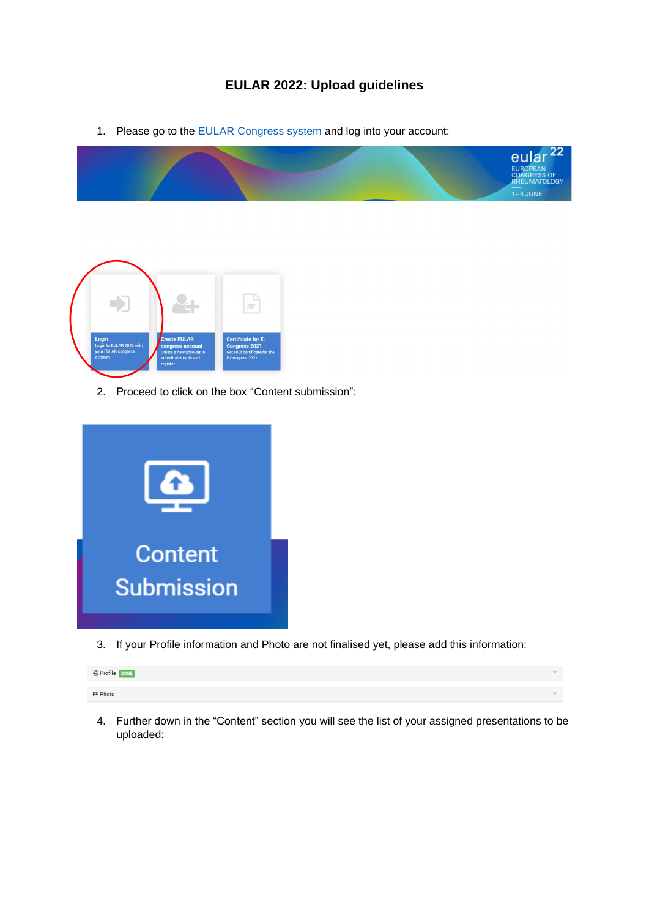# EULAR 2022: Upload guidelines

1. Please go to the [EULAR Congress system]() and log into your account:

2. Proceed to click on the box "Content submission":

3. If your Profile information and Photo are not finalised yet, please add this information:

4. Further down in the "Content" section you will see the list of your assigned presentations to be uploaded: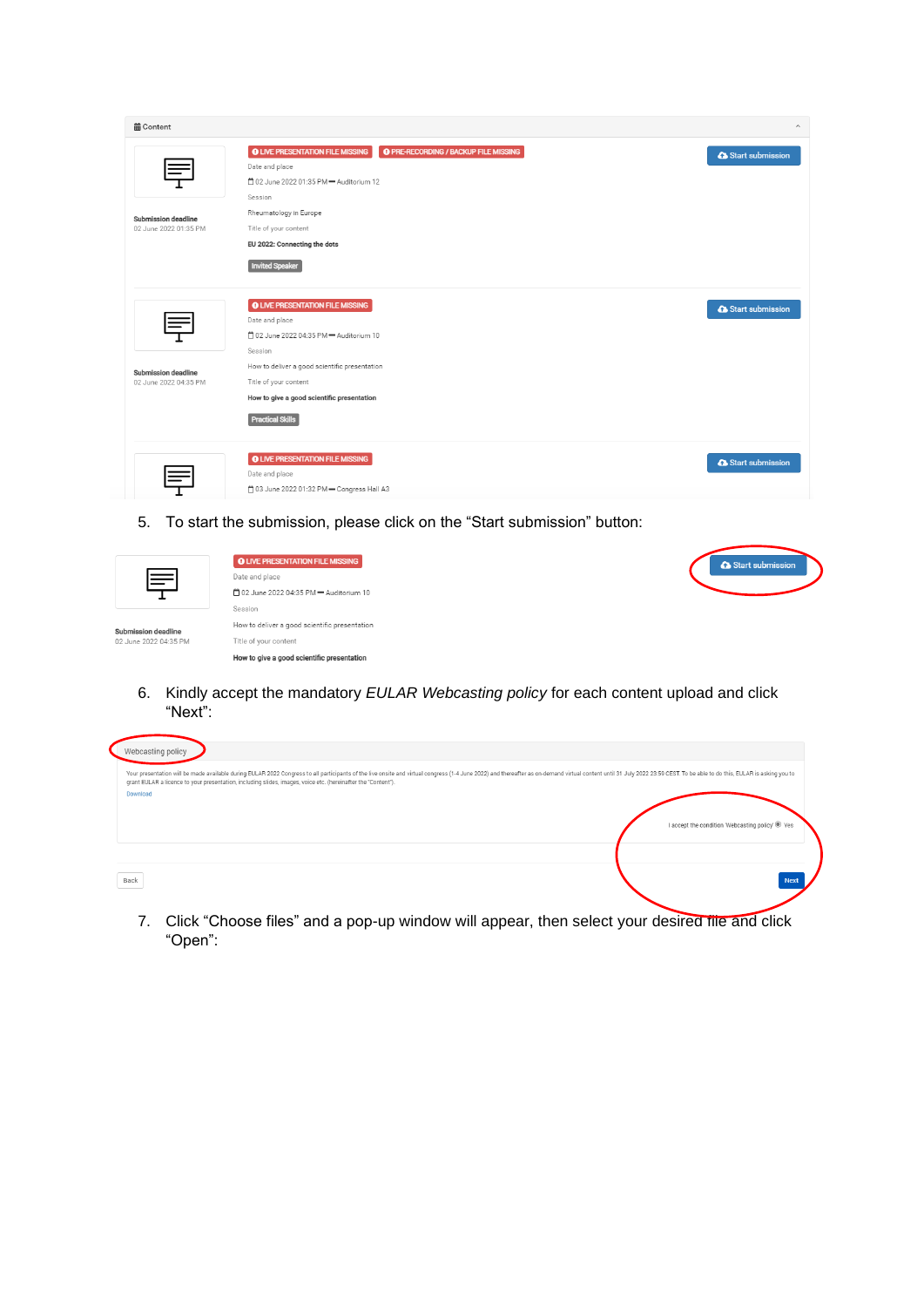5. To start the submission, please click on the “Start submission” button:

6. Kindly accept the mandatory *EULAR Webcasting policy* for each content upload and click “Next”:

7. Click “Choose files” and a pop-up window will appear, then select your desired file and click “Open”: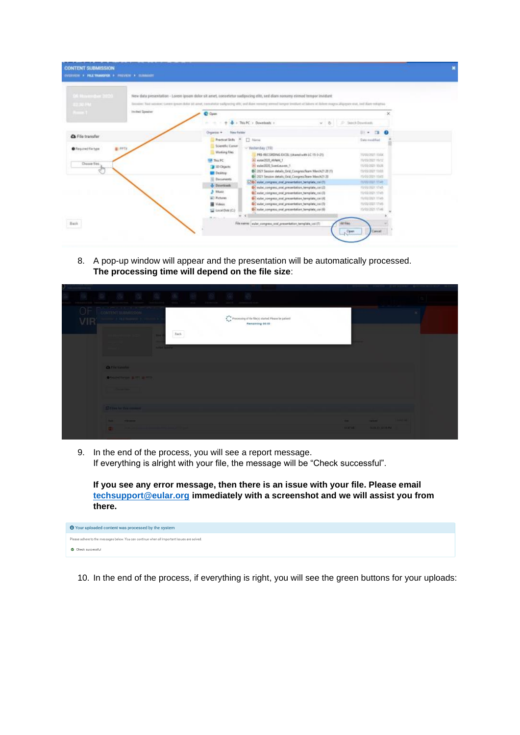8. A pop-up window will appear and the presentation will be automatically processed. **The processing time will depend on the file size**:

9. In the end of the process, you will see a report message.
   If everything is alright with your file, the message will be “Check successful”.

   **If you see any error message, then there is an issue with your file. Please email [techsupport@eular.org](mailto:techsupport@eular.org) immediately with a screenshot and we will assist you from there.**

10. In the end of the process, if everything is right, you will see the green buttons for your uploads: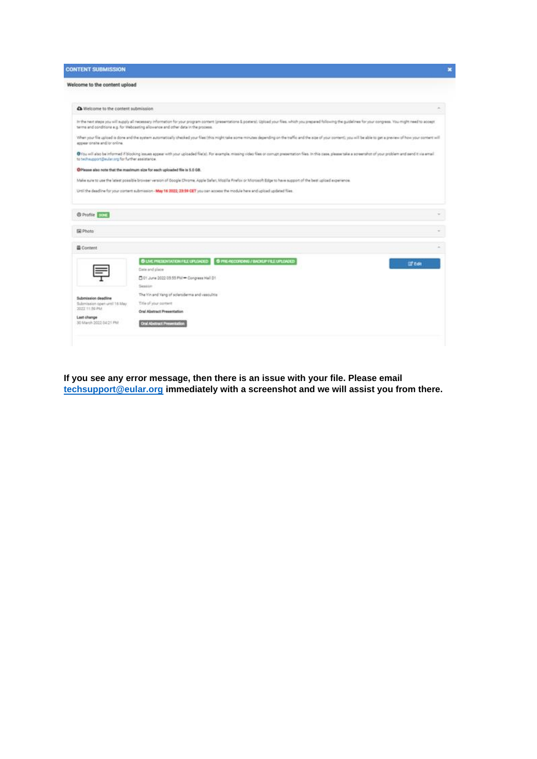**CONTENT SUBMISSION**

**Welcome to the content upload**

Welcome to the content submission

In the next steps you will supply all necessary information for your program content (presentations & posters). Upload your files, which you prepared following the guidelines for your congress. You might need to accept terms and conditions e.g. for Webcasting allowance and other data in the process.

When your file upload is done and the system automatically checked your files (this might take some minutes depending on the traffic and the size of your content), you will be able to get a preview of how your content will appear onsite and/or online.

You will also be informed if blocking issues appear with your uploaded file(s). For example, missing video files or corrupt presentation files. In this case, please take a screenshot of your problem and send it via email to techsupport@eular.org for further assistance.

**Please also note that the maximum size for each uploaded file is 5.0 GB.**

Make sure to use the latest possible browser version of Google Chrome, Apple Safari, Mozilla Firefox or Microsoft Edge to have support of the best upload experience.

Until the deadline for your content submission - **May 16 2022, 23:59 CET** you can access the module here and upload updated files.

Profile DONE

Photo

Content

LIVE PRESENTATION FILE UPLOADED | PRE-RECORDING / BACKUP FILE UPLOADED | Edit

Date and place

01 June 2022 03:55 PM — Congress Hall D1

Session

The Yin and Yang of scleroderma and vasculitis

Title of your content

Oral Abstract Presentation

Oral Abstract Presentation

**Submission deadline**

Submission open until 16 May 2022 11:59 PM

**Last change**

30 March 2022 04:21 PM

**If you see any error message, then there is an issue with your file. Please email techsupport@eular.org immediately with a screenshot and we will assist you from there.**